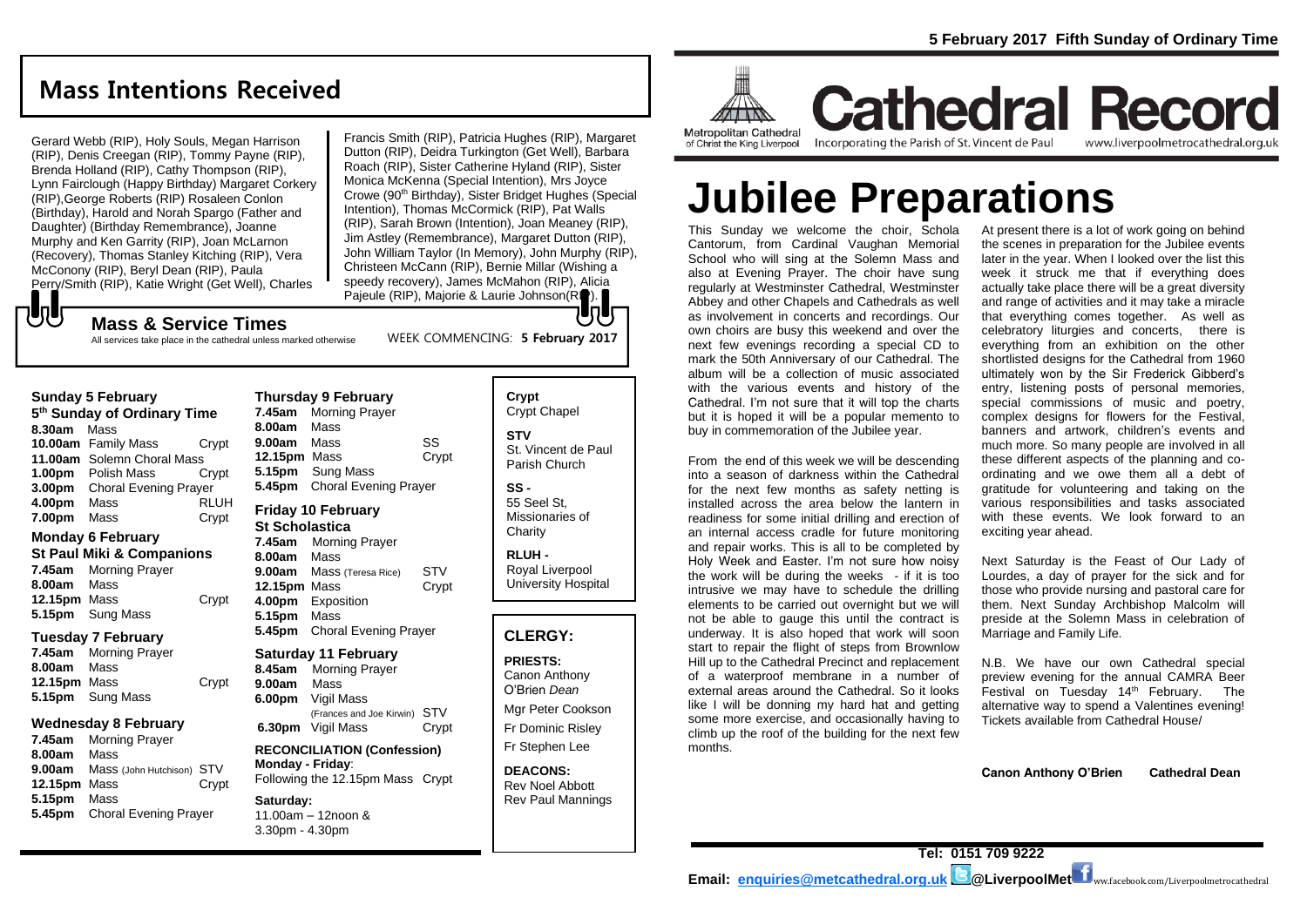**5 February 2017 Fifth Sunday of Ordinary Time**

## Mass Intentions Received

Gerard Webb (RIP), Holy Souls, Megan Harrison (RIP), Denis Creegan (RIP), Tommy Payne (RIP), Brenda Holland (RIP), Cathy Thompson (RIP), Lynn Fairclough (Happy Birthday) Margaret Corkery (RIP),George Roberts (RIP) Rosaleen Conlon (Birthday), Harold and Norah Spargo (Father and Daughter) (Birthday Remembrance), Joanne Murphy and Ken Garrity (RIP), Joan McLarnon (Recovery), Thomas Stanley Kitching (RIP), Vera McConony (RIP), Beryl Dean (RIP), Paula Perry/Smith (RIP), Katie Wright (Get Well), Charles Francis Smith (RIP), Patricia Hughes (RIP), Margaret Dutton (RIP), Deidra Turkington (Get Well), Barbara Roach (RIP), Sister Catherine Hyland (RIP), Sister Monica McKenna (Special Intention), Mrs Joyce Crowe (90th Birthday), Sister Bridget Hughes (Special Intention), Thomas McCormick (RIP), Pat Walls (RIP), Sarah Brown (Intention), Joan Meaney (RIP), Jim Astley (Remembrance), Margaret Dutton (RIP), John William Taylor (In Memory), John Murphy (RIP), Christeen McCann (RIP), Bernie Millar (Wishing a speedy recovery), James McMahon (RIP), Alicia Pajeule (RIP), Majorie & Laurie Johnson(RIP).

### Mass & Service Times

All services take place in the cathedral unless marked otherwise

WEEK COMMENCING: **5 February 2017**

**Sunday 5 February**
**5th Sunday of Ordinary Time**

| | | |
|---|---|---|
| **8.30am** | Mass | |
| **10.00am** | Family Mass | Crypt |
| **11.00am** | Solemn Choral Mass | |
| **1.00pm** | Polish Mass | Crypt |
| **3.00pm** | Choral Evening Prayer | |
| **4.00pm** | Mass | RLUH |
| **7.00pm** | Mass | Crypt |

**Monday 6 February**
**St Paul Miki & Companions**

| | | |
|---|---|---|
| **7.45am** | Morning Prayer | |
| **8.00am** | Mass | |
| **12.15pm** | Mass | Crypt |
| **5.15pm** | Sung Mass | |

**Tuesday 7 February**

| | | |
|---|---|---|
| **7.45am** | Morning Prayer | |
| **8.00am** | Mass | |
| **12.15pm** | Mass | Crypt |
| **5.15pm** | Sung Mass | |

**Wednesday 8 February**

| | | |
|---|---|---|
| **7.45am** | Morning Prayer | |
| **8.00am** | Mass | |
| **9.00am** | Mass (John Hutchison) | STV |
| **12.15pm** | Mass | Crypt |
| **5.15pm** | Mass | |
| **5.45pm** | Choral Evening Prayer | |

**Thursday 9 February**

| | | |
|---|---|---|
| **7.45am** | Morning Prayer | |
| **8.00am** | Mass | |
| **9.00am** | Mass | SS |
| **12.15pm** | Mass | Crypt |
| **5.15pm** | Sung Mass | |
| **5.45pm** | Choral Evening Prayer | |

**Friday 10 February**
**St Scholastica**

| | | |
|---|---|---|
| **7.45am** | Morning Prayer | |
| **8.00am** | Mass | |
| **9.00am** | Mass (Teresa Rice) | STV |
| **12.15pm** | Mass | Crypt |
| **4.00pm** | Exposition | |
| **5.15pm** | Mass | |
| **5.45pm** | Choral Evening Prayer | |

**Saturday 11 February**

| | | |
|---|---|---|
| **8.45am** | Morning Prayer | |
| **9.00am** | Mass | |
| **6.00pm** | Vigil Mass (Frances and Joe Kirwin) | STV |
| **6.30pm** | Vigil Mass | Crypt |

**RECONCILIATION (Confession)**
**Monday - Friday**:
Following the 12.15pm Mass Crypt

**Saturday:**
11.00am – 12noon &
3.30pm - 4.30pm

**Crypt**
Crypt Chapel

**STV**
St. Vincent de Paul Parish Church

**SS -**
55 Seel St, Missionaries of Charity

**RLUH -**
Royal Liverpool University Hospital

## CLERGY:

**PRIESTS:**
Canon Anthony O'Brien *Dean*
Mgr Peter Cookson
Fr Dominic Risley
Fr Stephen Lee

**DEACONS:**
Rev Noel Abbott
Rev Paul Mannings

Metropolitan Cathedral of Christ the King Liverpool

# Cathedral Record

Incorporating the Parish of St. Vincent de Paul
www.liverpoolmetrocathedral.org.uk

# Jubilee Preparations

This Sunday we welcome the choir, Schola Cantorum, from Cardinal Vaughan Memorial School who will sing at the Solemn Mass and also at Evening Prayer. The choir have sung regularly at Westminster Cathedral, Westminster Abbey and other Chapels and Cathedrals as well as involvement in concerts and recordings. Our own choirs are busy this weekend and over the next few evenings recording a special CD to mark the 50th Anniversary of our Cathedral. The album will be a collection of music associated with the various events and history of the Cathedral. I'm not sure that it will top the charts but it is hoped it will be a popular memento to buy in commemoration of the Jubilee year.

From the end of this week we will be descending into a season of darkness within the Cathedral for the next few months as safety netting is installed across the area below the lantern in readiness for some initial drilling and erection of an internal access cradle for future monitoring and repair works. This is all to be completed by Holy Week and Easter. I'm not sure how noisy the work will be during the weeks - if it is too intrusive we may have to schedule the drilling elements to be carried out overnight but we will not be able to gauge this until the contract is underway. It is also hoped that work will soon start to repair the flight of steps from Brownlow Hill up to the Cathedral Precinct and replacement of a waterproof membrane in a number of external areas around the Cathedral. So it looks like I will be donning my hard hat and getting some more exercise, and occasionally having to climb up the roof of the building for the next few months.

At present there is a lot of work going on behind the scenes in preparation for the Jubilee events later in the year. When I looked over the list this week it struck me that if everything does actually take place there will be a great diversity and range of activities and it may take a miracle that everything comes together. As well as celebratory liturgies and concerts, there is everything from an exhibition on the other shortlisted designs for the Cathedral from 1960 ultimately won by the Sir Frederick Gibberd's entry, listening posts of personal memories, special commissions of music and poetry, complex designs for flowers for the Festival, banners and artwork, children's events and much more. So many people are involved in all these different aspects of the planning and co-ordinating and we owe them all a debt of gratitude for volunteering and taking on the various responsibilities and tasks associated with these events. We look forward to an exciting year ahead.

Next Saturday is the Feast of Our Lady of Lourdes, a day of prayer for the sick and for those who provide nursing and pastoral care for them. Next Sunday Archbishop Malcolm will preside at the Solemn Mass in celebration of Marriage and Family Life.

N.B. We have our own Cathedral special preview evening for the annual CAMRA Beer Festival on Tuesday 14th February. The alternative way to spend a Valentines evening! Tickets available from Cathedral House/

**Canon Anthony O'Brien Cathedral Dean**

**Tel: 0151 709 9222**

**Email: enquiries@metcathedral.org.uk @LiverpoolMet** www.facebook.com/Liverpoolmetrocathedral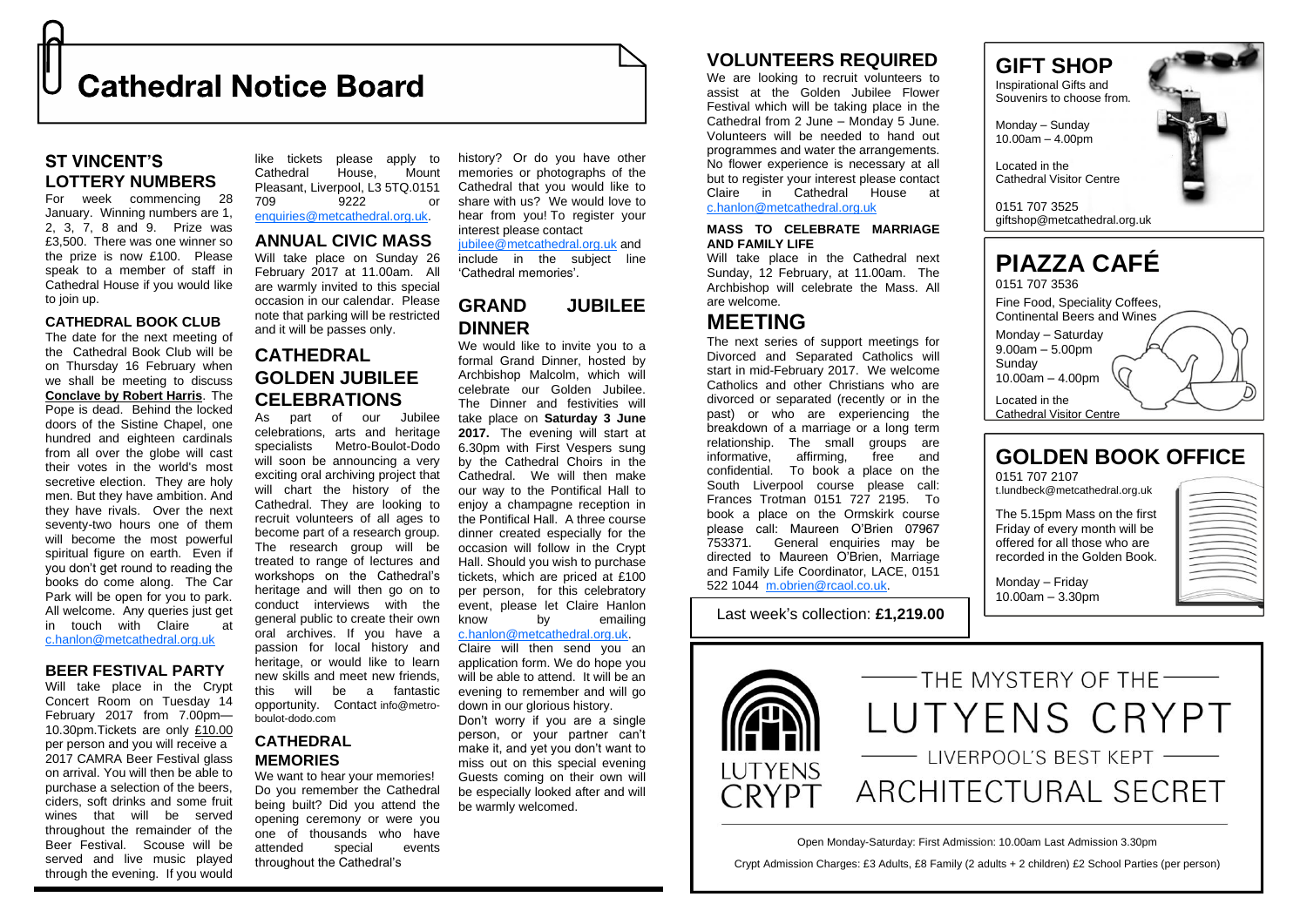# Cathedral Notice Board

## ST VINCENT'S LOTTERY NUMBERS

For week commencing 28 January. Winning numbers are 1, 2, 3, 7, 8 and 9. Prize was £3,500. There was one winner so the prize is now £100. Please speak to a member of staff in Cathedral House if you would like to join up.

### CATHEDRAL BOOK CLUB

The date for the next meeting of the Cathedral Book Club will be on Thursday 16 February when we shall be meeting to discuss **Conclave by Robert Harris**. The Pope is dead. Behind the locked doors of the Sistine Chapel, one hundred and eighteen cardinals from all over the globe will cast their votes in the world's most secretive election. They are holy men. But they have ambition. And they have rivals. Over the next seventy-two hours one of them will become the most powerful spiritual figure on earth. Even if you don't get round to reading the books do come along. The Car Park will be open for you to park. All welcome. Any queries just get in touch with Claire at c.hanlon@metcathedral.org.uk

### BEER FESTIVAL PARTY

Will take place in the Crypt Concert Room on Tuesday 14 February 2017 from 7.00pm—10.30pm.Tickets are only £10.00 per person and you will receive a 2017 CAMRA Beer Festival glass on arrival. You will then be able to purchase a selection of the beers, ciders, soft drinks and some fruit wines that will be served throughout the remainder of the Beer Festival. Scouse will be served and live music played through the evening. If you would like tickets please apply to Cathedral House, Mount Pleasant, Liverpool, L3 5TQ.0151 709 9222 or enquiries@metcathedral.org.uk.

## ANNUAL CIVIC MASS

Will take place on Sunday 26 February 2017 at 11.00am. All are warmly invited to this special occasion in our calendar. Please note that parking will be restricted and it will be passes only.

## CATHEDRAL GOLDEN JUBILEE CELEBRATIONS

As part of our Jubilee celebrations, arts and heritage specialists Metro-Boulot-Dodo will soon be announcing a very exciting oral archiving project that will chart the history of the Cathedral. They are looking to recruit volunteers of all ages to become part of a research group. The research group will be treated to range of lectures and workshops on the Cathedral's heritage and will then go on to conduct interviews with the general public to create their own oral archives. If you have a passion for local history and heritage, or would like to learn new skills and meet new friends, this will be a fantastic opportunity. Contact info@metro-boulot-dodo.com

### CATHEDRAL MEMORIES

We want to hear your memories! Do you remember the Cathedral being built? Did you attend the opening ceremony or were you one of thousands who have attended special events throughout the Cathedral's history? Or do you have other memories or photographs of the Cathedral that you would like to share with us? We would love to hear from you! To register your interest please contact jubilee@metcathedral.org.uk and include in the subject line 'Cathedral memories'.

## GRAND JUBILEE DINNER

We would like to invite you to a formal Grand Dinner, hosted by Archbishop Malcolm, which will celebrate our Golden Jubilee. The Dinner and festivities will take place on **Saturday 3 June 2017.** The evening will start at 6.30pm with First Vespers sung by the Cathedral Choirs in the Cathedral. We will then make our way to the Pontifical Hall to enjoy a champagne reception in the Pontifical Hall. A three course dinner created especially for the occasion will follow in the Crypt Hall. Should you wish to purchase tickets, which are priced at £100 per person, for this celebratory event, please let Claire Hanlon know by emailing c.hanlon@metcathedral.org.uk.

Claire will then send you an application form. We do hope you will be able to attend. It will be an evening to remember and will go down in our glorious history.

Don't worry if you are a single person, or your partner can't make it, and yet you don't want to miss out on this special evening Guests coming on their own will be especially looked after and will be warmly welcomed.

## VOLUNTEERS REQUIRED

We are looking to recruit volunteers to assist at the Golden Jubilee Flower Festival which will be taking place in the Cathedral from 2 June – Monday 5 June. Volunteers will be needed to hand out programmes and water the arrangements. No flower experience is necessary at all but to register your interest please contact Claire in Cathedral House at c.hanlon@metcathedral.org.uk

### MASS TO CELEBRATE MARRIAGE AND FAMILY LIFE

Will take place in the Cathedral next Sunday, 12 February, at 11.00am. The Archbishop will celebrate the Mass. All are welcome.

## MEETING

The next series of support meetings for Divorced and Separated Catholics will start in mid-February 2017. We welcome Catholics and other Christians who are divorced or separated (recently or in the past) or who are experiencing the breakdown of a marriage or a long term relationship. The small groups are informative, affirming, free and confidential. To book a place on the South Liverpool course please call: Frances Trotman 0151 727 2195. To book a place on the Ormskirk course please call: Maureen O'Brien 07967 753371. General enquiries may be directed to Maureen O'Brien, Marriage and Family Life Coordinator, LACE, 0151 522 1044 m.obrien@rcaol.co.uk.

Last week's collection: **£1,219.00**

## GIFT SHOP

Inspirational Gifts and Souvenirs to choose from.

Monday – Sunday
10.00am – 4.00pm

Located in the Cathedral Visitor Centre

0151 707 3525
giftshop@metcathedral.org.uk

## PIAZZA CAFÉ

0151 707 3536

Fine Food, Speciality Coffees, Continental Beers and Wines

Monday – Saturday
9.00am – 5.00pm
Sunday
10.00am – 4.00pm

Located in the Cathedral Visitor Centre

## GOLDEN BOOK OFFICE

0151 707 2107
t.lundbeck@metcathedral.org.uk

The 5.15pm Mass on the first Friday of every month will be offered for all those who are recorded in the Golden Book.

Monday – Friday
10.00am – 3.30pm

LUTYENS CRYPT

THE MYSTERY OF THE LUTYENS CRYPT — LIVERPOOL'S BEST KEPT ARCHITECTURAL SECRET

Open Monday-Saturday: First Admission: 10.00am Last Admission 3.30pm

Crypt Admission Charges: £3 Adults, £8 Family (2 adults + 2 children) £2 School Parties (per person)